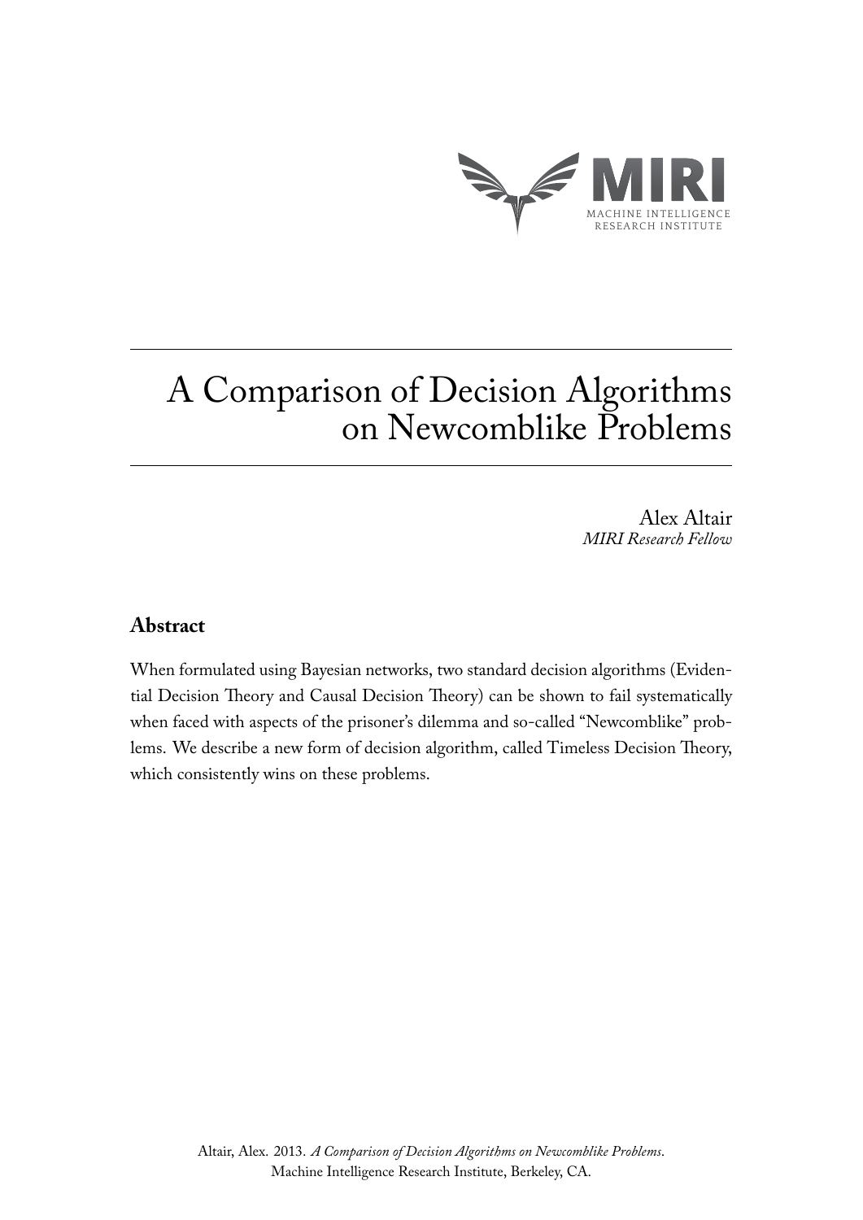MIRI

MACHINE INTELLIGENCE RESEARCH INSTITUTE

# A Comparison of Decision Algorithms on Newcomblike Problems

Alex Altair
*MIRI Research Fellow*

## Abstract

When formulated using Bayesian networks, two standard decision algorithms (Evidential Decision Theory and Causal Decision Theory) can be shown to fail systematically when faced with aspects of the prisoner's dilemma and so-called "Newcomblike" problems. We describe a new form of decision algorithm, called Timeless Decision Theory, which consistently wins on these problems.

Altair, Alex. 2013. *A Comparison of Decision Algorithms on Newcomblike Problems*. Machine Intelligence Research Institute, Berkeley, CA.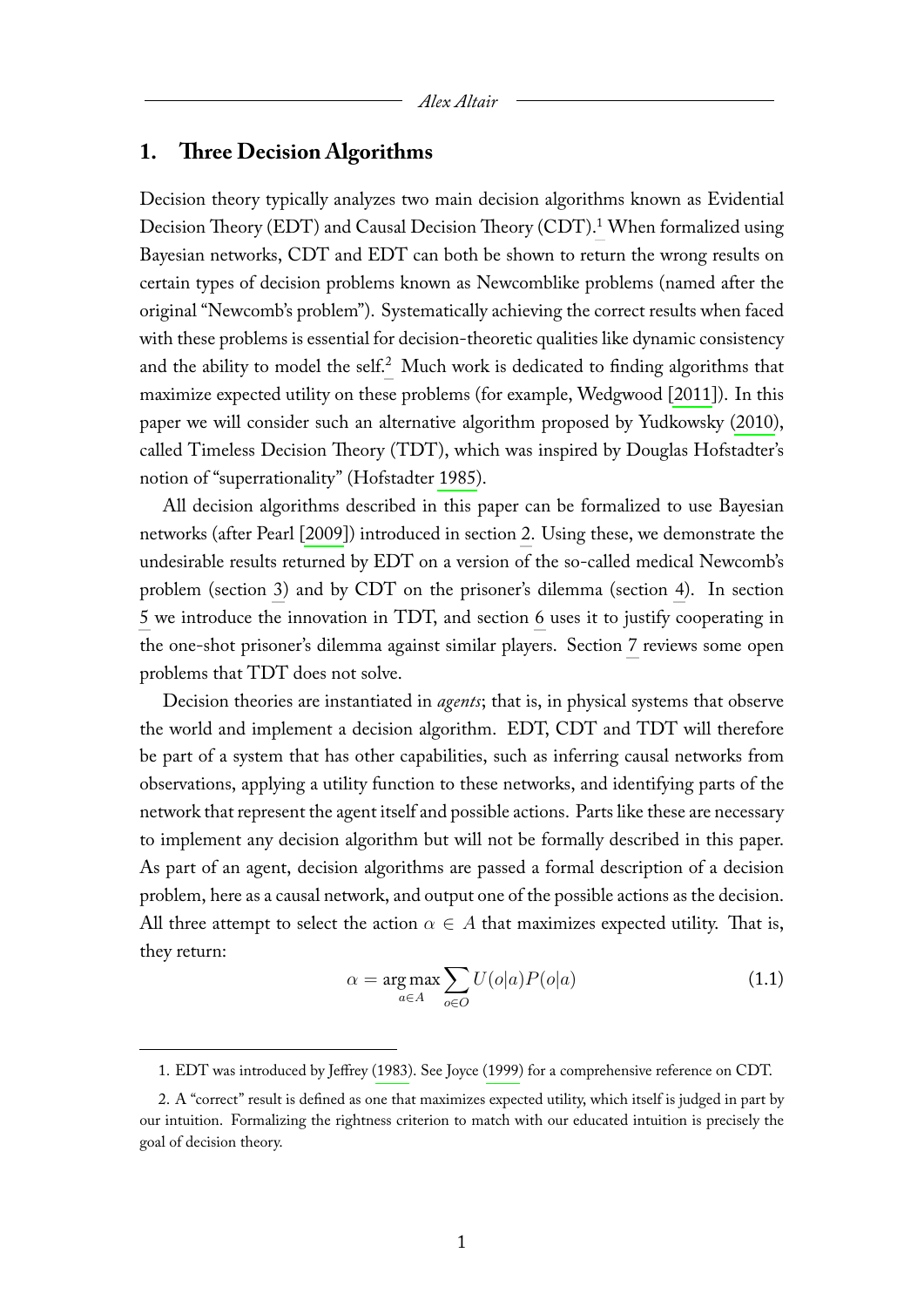## 1. Three Decision Algorithms

Decision theory typically analyzes two main decision algorithms known as Evidential Decision Theory (EDT) and Causal Decision Theory (CDT).[1] When formalized using Bayesian networks, CDT and EDT can both be shown to return the wrong results on certain types of decision problems known as Newcomblike problems (named after the original "Newcomb's problem"). Systematically achieving the correct results when faced with these problems is essential for decision-theoretic qualities like dynamic consistency and the ability to model the self.[2] Much work is dedicated to finding algorithms that maximize expected utility on these problems (for example, Wedgwood [2011]). In this paper we will consider such an alternative algorithm proposed by Yudkowsky (2010), called Timeless Decision Theory (TDT), which was inspired by Douglas Hofstadter's notion of "superrationality" (Hofstadter 1985).

All decision algorithms described in this paper can be formalized to use Bayesian networks (after Pearl [2009]) introduced in section 2. Using these, we demonstrate the undesirable results returned by EDT on a version of the so-called medical Newcomb's problem (section 3) and by CDT on the prisoner's dilemma (section 4). In section 5 we introduce the innovation in TDT, and section 6 uses it to justify cooperating in the one-shot prisoner's dilemma against similar players. Section 7 reviews some open problems that TDT does not solve.

Decision theories are instantiated in *agents*; that is, in physical systems that observe the world and implement a decision algorithm. EDT, CDT and TDT will therefore be part of a system that has other capabilities, such as inferring causal networks from observations, applying a utility function to these networks, and identifying parts of the network that represent the agent itself and possible actions. Parts like these are necessary to implement any decision algorithm but will not be formally described in this paper. As part of an agent, decision algorithms are passed a formal description of a decision problem, here as a causal network, and output one of the possible actions as the decision. All three attempt to select the action $\alpha \in A$ that maximizes expected utility. That is, they return:

$$\alpha = \underset{a \in A}{\arg\max} \sum_{o \in O} U(o|a)P(o|a) \tag{1.1}$$

---

1. EDT was introduced by Jeffrey (1983). See Joyce (1999) for a comprehensive reference on CDT.

2. A "correct" result is defined as one that maximizes expected utility, which itself is judged in part by our intuition. Formalizing the rightness criterion to match with our educated intuition is precisely the goal of decision theory.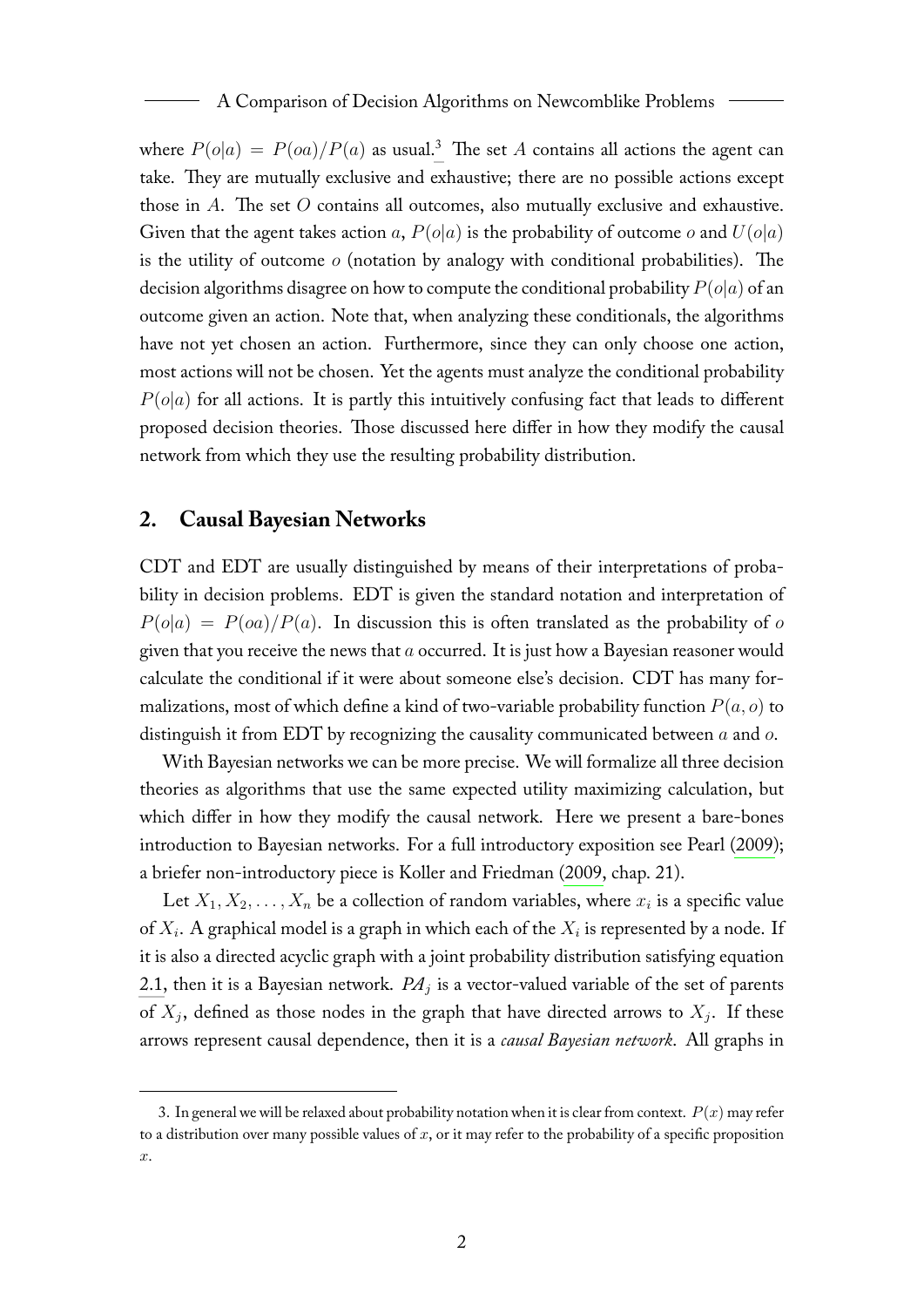where $P(o|a) = P(oa)/P(a)$ as usual.[3] The set $A$ contains all actions the agent can take. They are mutually exclusive and exhaustive; there are no possible actions except those in $A$. The set $O$ contains all outcomes, also mutually exclusive and exhaustive. Given that the agent takes action $a$, $P(o|a)$ is the probability of outcome $o$ and $U(o|a)$ is the utility of outcome $o$ (notation by analogy with conditional probabilities). The decision algorithms disagree on how to compute the conditional probability $P(o|a)$ of an outcome given an action. Note that, when analyzing these conditionals, the algorithms have not yet chosen an action. Furthermore, since they can only choose one action, most actions will not be chosen. Yet the agents must analyze the conditional probability $P(o|a)$ for all actions. It is partly this intuitively confusing fact that leads to different proposed decision theories. Those discussed here differ in how they modify the causal network from which they use the resulting probability distribution.

## 2. Causal Bayesian Networks

CDT and EDT are usually distinguished by means of their interpretations of probability in decision problems. EDT is given the standard notation and interpretation of $P(o|a) = P(oa)/P(a)$. In discussion this is often translated as the probability of $o$ given that you receive the news that $a$ occurred. It is just how a Bayesian reasoner would calculate the conditional if it were about someone else's decision. CDT has many formalizations, most of which define a kind of two-variable probability function $P(a, o)$ to distinguish it from EDT by recognizing the causality communicated between $a$ and $o$.

With Bayesian networks we can be more precise. We will formalize all three decision theories as algorithms that use the same expected utility maximizing calculation, but which differ in how they modify the causal network. Here we present a bare-bones introduction to Bayesian networks. For a full introductory exposition see Pearl (2009); a briefer non-introductory piece is Koller and Friedman (2009, chap. 21).

Let $X_1, X_2, \ldots, X_n$ be a collection of random variables, where $x_i$ is a specific value of $X_i$. A graphical model is a graph in which each of the $X_i$ is represented by a node. If it is also a directed acyclic graph with a joint probability distribution satisfying equation 2.1, then it is a Bayesian network. $PA_j$ is a vector-valued variable of the set of parents of $X_j$, defined as those nodes in the graph that have directed arrows to $X_j$. If these arrows represent causal dependence, then it is a *causal Bayesian network*. All graphs in

3. In general we will be relaxed about probability notation when it is clear from context. $P(x)$ may refer to a distribution over many possible values of $x$, or it may refer to the probability of a specific proposition $x$.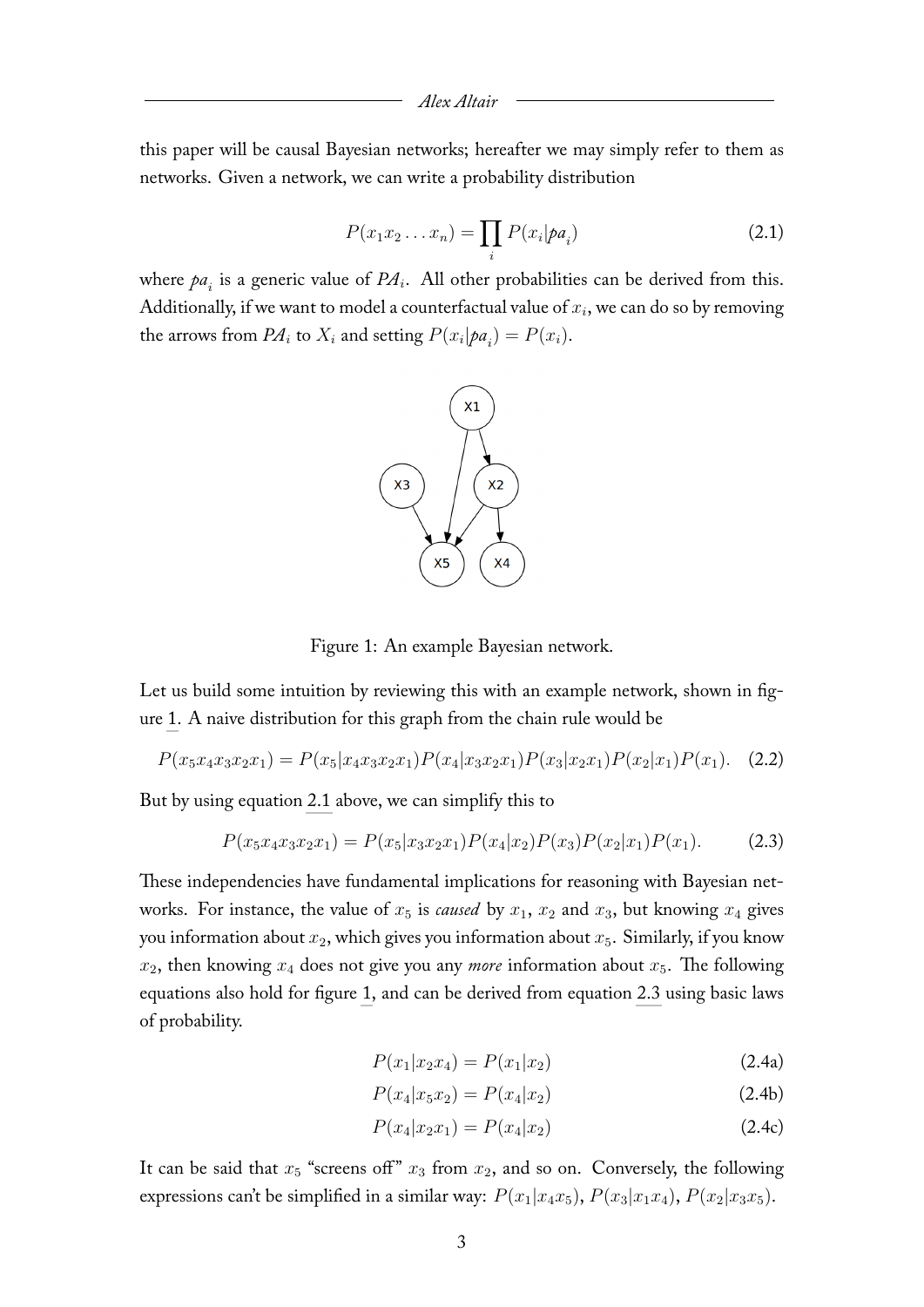this paper will be causal Bayesian networks; hereafter we may simply refer to them as networks. Given a network, we can write a probability distribution

$$P(x_1 x_2 \dots x_n) = \prod_i P(x_i | pa_i) \tag{2.1}$$

where $pa_i$ is a generic value of $PA_i$. All other probabilities can be derived from this. Additionally, if we want to model a counterfactual value of $x_i$, we can do so by removing the arrows from $PA_i$ to $X_i$ and setting $P(x_i | pa_i) = P(x_i)$.

Figure 1: An example Bayesian network.

Let us build some intuition by reviewing this with an example network, shown in figure 1. A naive distribution for this graph from the chain rule would be

$$P(x_5 x_4 x_3 x_2 x_1) = P(x_5 | x_4 x_3 x_2 x_1) P(x_4 | x_3 x_2 x_1) P(x_3 | x_2 x_1) P(x_2 | x_1) P(x_1). \tag{2.2}$$

But by using equation 2.1 above, we can simplify this to

$$P(x_5 x_4 x_3 x_2 x_1) = P(x_5 | x_3 x_2 x_1) P(x_4 | x_2) P(x_3) P(x_2 | x_1) P(x_1). \tag{2.3}$$

These independencies have fundamental implications for reasoning with Bayesian networks. For instance, the value of $x_5$ is *caused* by $x_1$, $x_2$ and $x_3$, but knowing $x_4$ gives you information about $x_2$, which gives you information about $x_5$. Similarly, if you know $x_2$, then knowing $x_4$ does not give you any *more* information about $x_5$. The following equations also hold for figure 1, and can be derived from equation 2.3 using basic laws of probability.

$$P(x_1 | x_2 x_4) = P(x_1 | x_2) \tag{2.4a}$$

$$P(x_4 | x_5 x_2) = P(x_4 | x_2) \tag{2.4b}$$

$$P(x_4 | x_2 x_1) = P(x_4 | x_2) \tag{2.4c}$$

It can be said that $x_5$ "screens off" $x_3$ from $x_2$, and so on. Conversely, the following expressions can't be simplified in a similar way: $P(x_1 | x_4 x_5)$, $P(x_3 | x_1 x_4)$, $P(x_2 | x_3 x_5)$.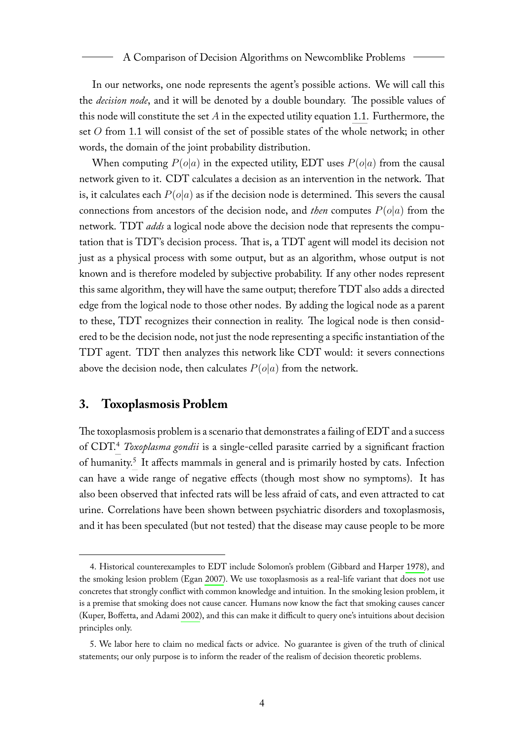In our networks, one node represents the agent's possible actions. We will call this the *decision node*, and it will be denoted by a double boundary. The possible values of this node will constitute the set $A$ in the expected utility equation 1.1. Furthermore, the set $O$ from 1.1 will consist of the set of possible states of the whole network; in other words, the domain of the joint probability distribution.

When computing $P(o|a)$ in the expected utility, EDT uses $P(o|a)$ from the causal network given to it. CDT calculates a decision as an intervention in the network. That is, it calculates each $P(o|a)$ as if the decision node is determined. This severs the causal connections from ancestors of the decision node, and *then* computes $P(o|a)$ from the network. TDT *adds* a logical node above the decision node that represents the computation that is TDT's decision process. That is, a TDT agent will model its decision not just as a physical process with some output, but as an algorithm, whose output is not known and is therefore modeled by subjective probability. If any other nodes represent this same algorithm, they will have the same output; therefore TDT also adds a directed edge from the logical node to those other nodes. By adding the logical node as a parent to these, TDT recognizes their connection in reality. The logical node is then considered to be the decision node, not just the node representing a specific instantiation of the TDT agent. TDT then analyzes this network like CDT would: it severs connections above the decision node, then calculates $P(o|a)$ from the network.

## 3. Toxoplasmosis Problem

The toxoplasmosis problem is a scenario that demonstrates a failing of EDT and a success of CDT.[4] *Toxoplasma gondii* is a single-celled parasite carried by a significant fraction of humanity.[5] It affects mammals in general and is primarily hosted by cats. Infection can have a wide range of negative effects (though most show no symptoms). It has also been observed that infected rats will be less afraid of cats, and even attracted to cat urine. Correlations have been shown between psychiatric disorders and toxoplasmosis, and it has been speculated (but not tested) that the disease may cause people to be more

4. Historical counterexamples to EDT include Solomon's problem (Gibbard and Harper 1978), and the smoking lesion problem (Egan 2007). We use toxoplasmosis as a real-life variant that does not use concretes that strongly conflict with common knowledge and intuition. In the smoking lesion problem, it is a premise that smoking does not cause cancer. Humans now know the fact that smoking causes cancer (Kuper, Boffetta, and Adami 2002), and this can make it difficult to query one's intuitions about decision principles only.

5. We labor here to claim no medical facts or advice. No guarantee is given of the truth of clinical statements; our only purpose is to inform the reader of the realism of decision theoretic problems.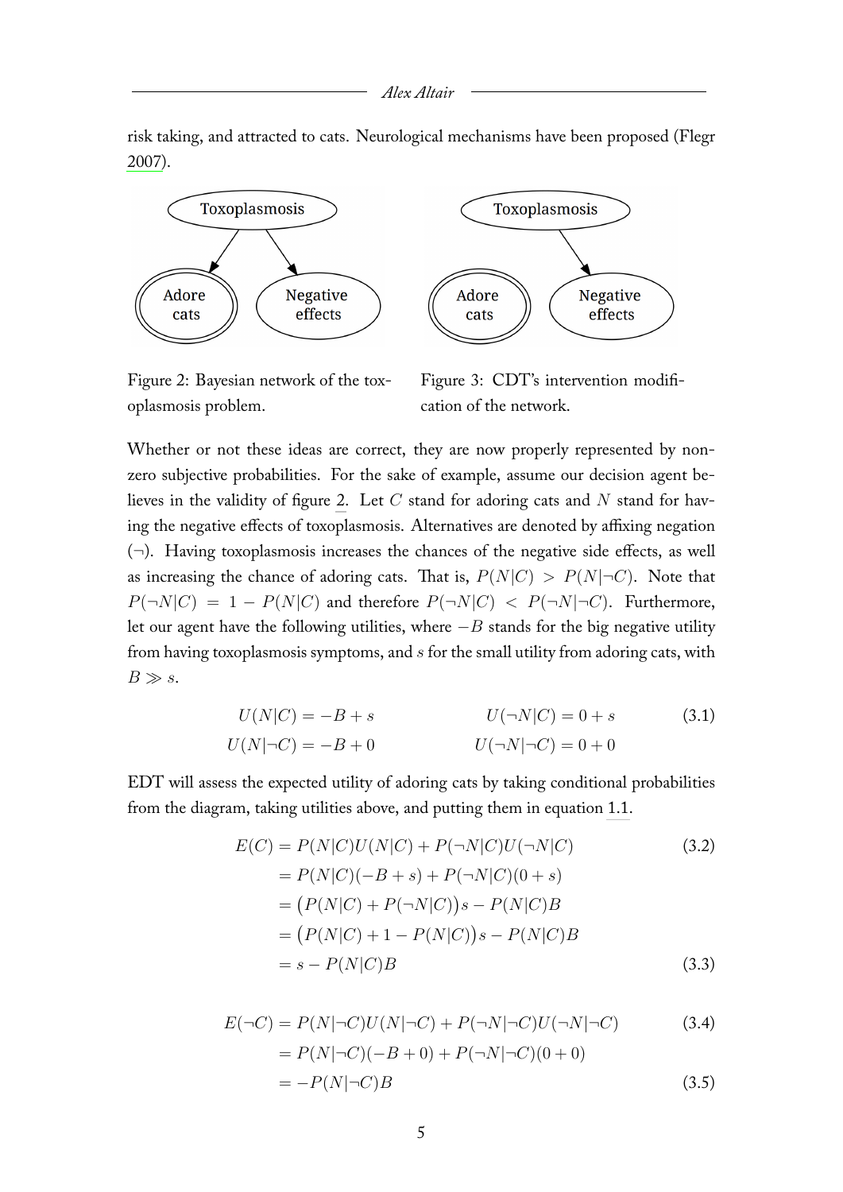risk taking, and attracted to cats. Neurological mechanisms have been proposed (Flegr 2007).

Figure 2: Bayesian network of the toxoplasmosis problem.

Figure 3: CDT's intervention modification of the network.

Whether or not these ideas are correct, they are now properly represented by non-zero subjective probabilities. For the sake of example, assume our decision agent believes in the validity of figure 2. Let $C$ stand for adoring cats and $N$ stand for having the negative effects of toxoplasmosis. Alternatives are denoted by affixing negation ($\neg$). Having toxoplasmosis increases the chances of the negative side effects, as well as increasing the chance of adoring cats. That is, $P(N|C) > P(N|\neg C)$. Note that $P(\neg N|C) = 1 - P(N|C)$ and therefore $P(\neg N|C) < P(\neg N|\neg C)$. Furthermore, let our agent have the following utilities, where $-B$ stands for the big negative utility from having toxoplasmosis symptoms, and $s$ for the small utility from adoring cats, with $B \gg s$.

$$
\begin{aligned}
U(N|C) &= -B + s & \qquad U(\neg N|C) &= 0 + s \\
U(N|\neg C) &= -B + 0 & \qquad U(\neg N|\neg C) &= 0 + 0
\end{aligned}
\tag{3.1}
$$

EDT will assess the expected utility of adoring cats by taking conditional probabilities from the diagram, taking utilities above, and putting them in equation 1.1.

$$
\begin{aligned}
E(C) &= P(N|C)U(N|C) + P(\neg N|C)U(\neg N|C) && (3.2)\\
&= P(N|C)(-B + s) + P(\neg N|C)(0 + s) \\
&= \big(P(N|C) + P(\neg N|C)\big)s - P(N|C)B \\
&= \big(P(N|C) + 1 - P(N|C)\big)s - P(N|C)B \\
&= s - P(N|C)B && (3.3)
\end{aligned}
$$

$$
\begin{aligned}
E(\neg C) &= P(N|\neg C)U(N|\neg C) + P(\neg N|\neg C)U(\neg N|\neg C) && (3.4)\\
&= P(N|\neg C)(-B + 0) + P(\neg N|\neg C)(0 + 0) \\
&= -P(N|\neg C)B && (3.5)
\end{aligned}
$$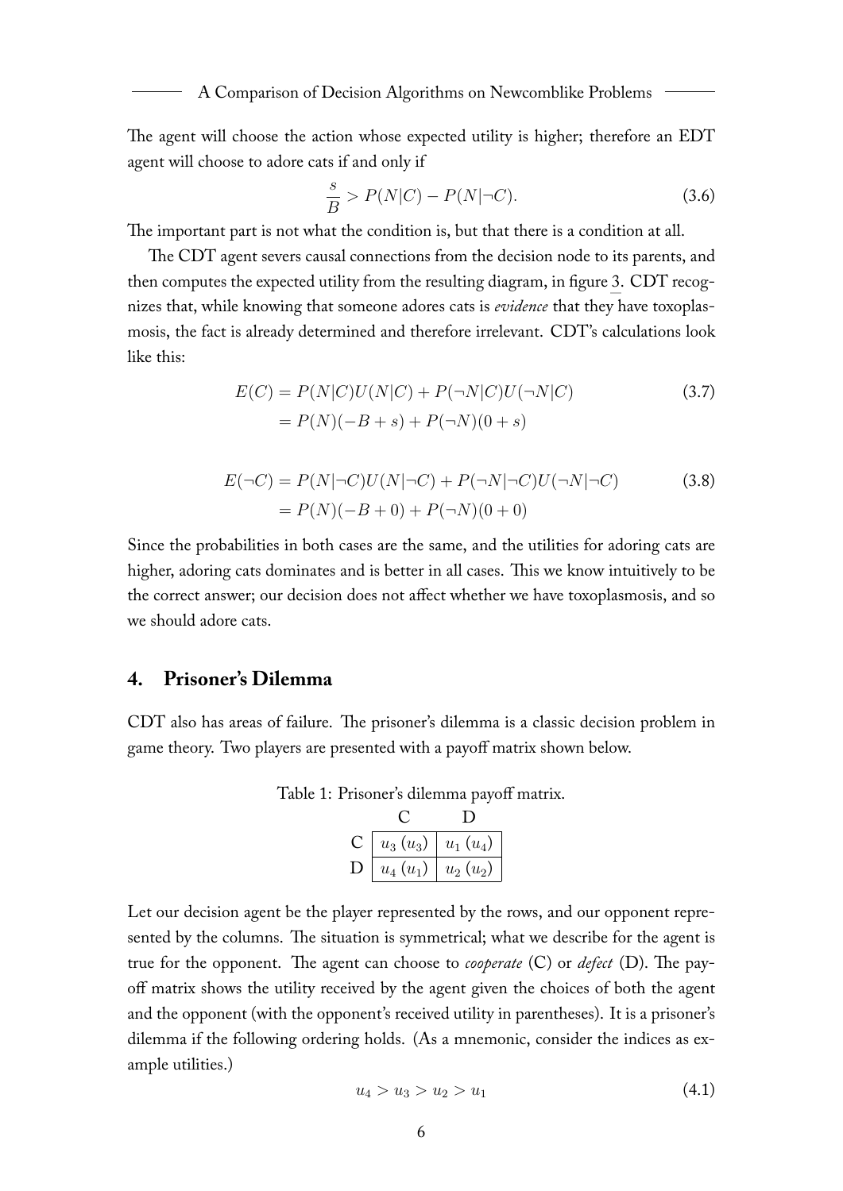The agent will choose the action whose expected utility is higher; therefore an EDT agent will choose to adore cats if and only if

$$\frac{s}{B} > P(N|C) - P(N|\neg C). \tag{3.6}$$

The important part is not what the condition is, but that there is a condition at all.

The CDT agent severs causal connections from the decision node to its parents, and then computes the expected utility from the resulting diagram, in figure 3. CDT recognizes that, while knowing that someone adores cats is *evidence* that they have toxoplasmosis, the fact is already determined and therefore irrelevant. CDT's calculations look like this:

$$\begin{aligned} E(C) &= P(N|C)U(N|C) + P(\neg N|C)U(\neg N|C) \\ &= P(N)(-B+s) + P(\neg N)(0+s) \end{aligned} \tag{3.7}$$

$$\begin{aligned} E(\neg C) &= P(N|\neg C)U(N|\neg C) + P(\neg N|\neg C)U(\neg N|\neg C) \\ &= P(N)(-B+0) + P(\neg N)(0+0) \end{aligned} \tag{3.8}$$

Since the probabilities in both cases are the same, and the utilities for adoring cats are higher, adoring cats dominates and is better in all cases. This we know intuitively to be the correct answer; our decision does not affect whether we have toxoplasmosis, and so we should adore cats.

## 4. Prisoner's Dilemma

CDT also has areas of failure. The prisoner's dilemma is a classic decision problem in game theory. Two players are presented with a payoff matrix shown below.

Table 1: Prisoner's dilemma payoff matrix.

| | C | D |
|---|---|---|
| C | $u_3$ ($u_3$) | $u_1$ ($u_4$) |
| D | $u_4$ ($u_1$) | $u_2$ ($u_2$) |

Let our decision agent be the player represented by the rows, and our opponent represented by the columns. The situation is symmetrical; what we describe for the agent is true for the opponent. The agent can choose to *cooperate* (C) or *defect* (D). The payoff matrix shows the utility received by the agent given the choices of both the agent and the opponent (with the opponent's received utility in parentheses). It is a prisoner's dilemma if the following ordering holds. (As a mnemonic, consider the indices as example utilities.)

$$u_4 > u_3 > u_2 > u_1 \tag{4.1}$$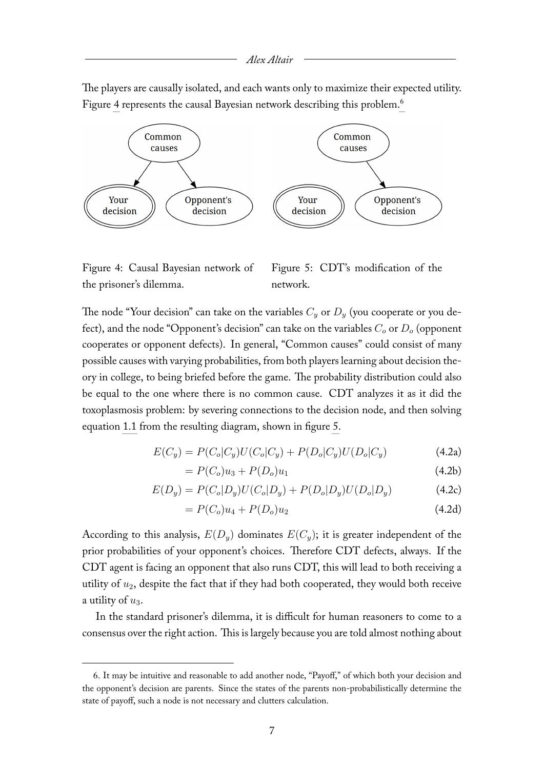The players are causally isolated, and each wants only to maximize their expected utility. Figure 4 represents the causal Bayesian network describing this problem.[6]

Figure 4: Causal Bayesian network of the prisoner's dilemma.

Figure 5: CDT's modification of the network.

The node "Your decision" can take on the variables $C_y$ or $D_y$ (you cooperate or you defect), and the node "Opponent's decision" can take on the variables $C_o$ or $D_o$ (opponent cooperates or opponent defects). In general, "Common causes" could consist of many possible causes with varying probabilities, from both players learning about decision theory in college, to being briefed before the game. The probability distribution could also be equal to the one where there is no common cause. CDT analyzes it as it did the toxoplasmosis problem: by severing connections to the decision node, and then solving equation 1.1 from the resulting diagram, shown in figure 5.

$$E(C_y) = P(C_o|C_y)U(C_o|C_y) + P(D_o|C_y)U(D_o|C_y) \tag{4.2a}$$

$$= P(C_o)u_3 + P(D_o)u_1 \tag{4.2b}$$

$$E(D_y) = P(C_o|D_y)U(C_o|D_y) + P(D_o|D_y)U(D_o|D_y) \tag{4.2c}$$

$$= P(C_o)u_4 + P(D_o)u_2 \tag{4.2d}$$

According to this analysis, $E(D_y)$ dominates $E(C_y)$; it is greater independent of the prior probabilities of your opponent's choices. Therefore CDT defects, always. If the CDT agent is facing an opponent that also runs CDT, this will lead to both receiving a utility of $u_2$, despite the fact that if they had both cooperated, they would both receive a utility of $u_3$.

In the standard prisoner's dilemma, it is difficult for human reasoners to come to a consensus over the right action. This is largely because you are told almost nothing about

---

6. It may be intuitive and reasonable to add another node, "Payoff," of which both your decision and the opponent's decision are parents. Since the states of the parents non-probabilistically determine the state of payoff, such a node is not necessary and clutters calculation.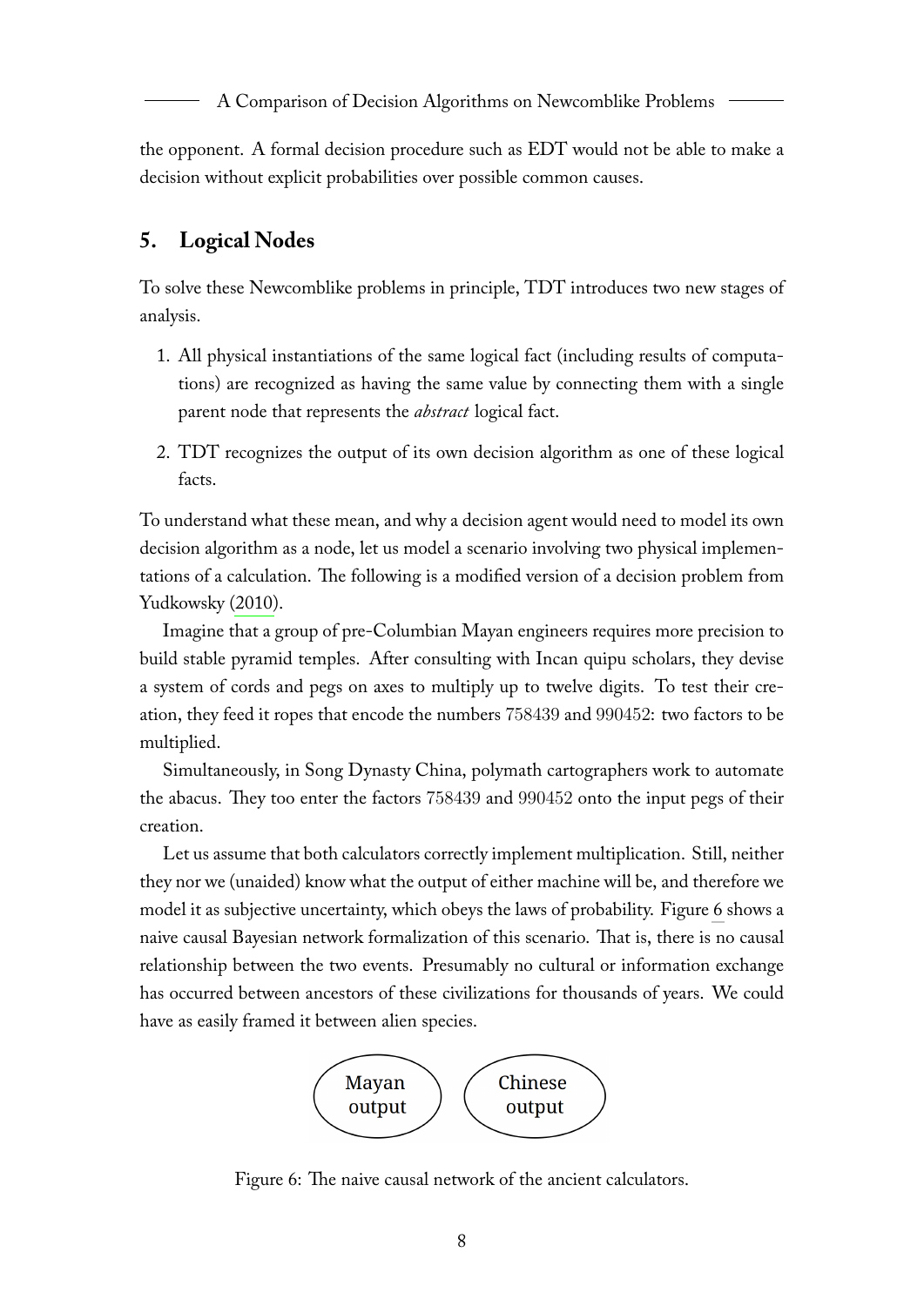the opponent. A formal decision procedure such as EDT would not be able to make a decision without explicit probabilities over possible common causes.

## 5. Logical Nodes

To solve these Newcomblike problems in principle, TDT introduces two new stages of analysis.

1. All physical instantiations of the same logical fact (including results of computations) are recognized as having the same value by connecting them with a single parent node that represents the *abstract* logical fact.
2. TDT recognizes the output of its own decision algorithm as one of these logical facts.

To understand what these mean, and why a decision agent would need to model its own decision algorithm as a node, let us model a scenario involving two physical implementations of a calculation. The following is a modified version of a decision problem from Yudkowsky (2010).

Imagine that a group of pre-Columbian Mayan engineers requires more precision to build stable pyramid temples. After consulting with Incan quipu scholars, they devise a system of cords and pegs on axes to multiply up to twelve digits. To test their creation, they feed it ropes that encode the numbers 758439 and 990452: two factors to be multiplied.

Simultaneously, in Song Dynasty China, polymath cartographers work to automate the abacus. They too enter the factors 758439 and 990452 onto the input pegs of their creation.

Let us assume that both calculators correctly implement multiplication. Still, neither they nor we (unaided) know what the output of either machine will be, and therefore we model it as subjective uncertainty, which obeys the laws of probability. Figure 6 shows a naive causal Bayesian network formalization of this scenario. That is, there is no causal relationship between the two events. Presumably no cultural or information exchange has occurred between ancestors of these civilizations for thousands of years. We could have as easily framed it between alien species.

Mayan output    Chinese output

Figure 6: The naive causal network of the ancient calculators.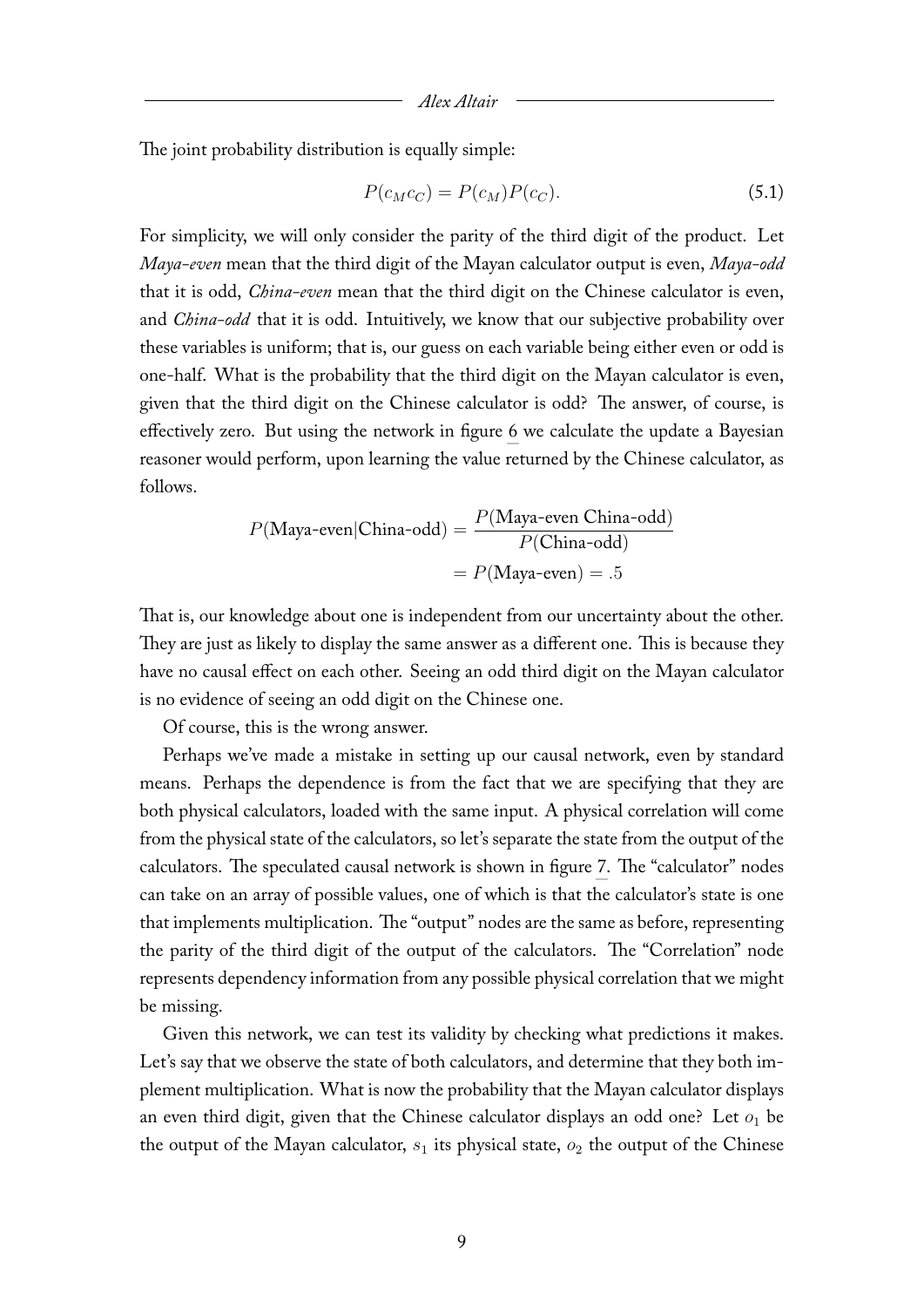The joint probability distribution is equally simple:

$$P(c_M c_C) = P(c_M)P(c_C). \tag{5.1}$$

For simplicity, we will only consider the parity of the third digit of the product. Let *Maya-even* mean that the third digit of the Mayan calculator output is even, *Maya-odd* that it is odd, *China-even* mean that the third digit on the Chinese calculator is even, and *China-odd* that it is odd. Intuitively, we know that our subjective probability over these variables is uniform; that is, our guess on each variable being either even or odd is one-half. What is the probability that the third digit on the Mayan calculator is even, given that the third digit on the Chinese calculator is odd? The answer, of course, is effectively zero. But using the network in figure 6 we calculate the update a Bayesian reasoner would perform, upon learning the value returned by the Chinese calculator, as follows.

$$P(\text{Maya-even}|\text{China-odd}) = \frac{P(\text{Maya-even China-odd})}{P(\text{China-odd})}$$
$$= P(\text{Maya-even}) = .5$$

That is, our knowledge about one is independent from our uncertainty about the other. They are just as likely to display the same answer as a different one. This is because they have no causal effect on each other. Seeing an odd third digit on the Mayan calculator is no evidence of seeing an odd digit on the Chinese one.

Of course, this is the wrong answer.

Perhaps we've made a mistake in setting up our causal network, even by standard means. Perhaps the dependence is from the fact that we are specifying that they are both physical calculators, loaded with the same input. A physical correlation will come from the physical state of the calculators, so let's separate the state from the output of the calculators. The speculated causal network is shown in figure 7. The "calculator" nodes can take on an array of possible values, one of which is that the calculator's state is one that implements multiplication. The "output" nodes are the same as before, representing the parity of the third digit of the output of the calculators. The "Correlation" node represents dependency information from any possible physical correlation that we might be missing.

Given this network, we can test its validity by checking what predictions it makes. Let's say that we observe the state of both calculators, and determine that they both implement multiplication. What is now the probability that the Mayan calculator displays an even third digit, given that the Chinese calculator displays an odd one? Let $o_1$ be the output of the Mayan calculator, $s_1$ its physical state, $o_2$ the output of the Chinese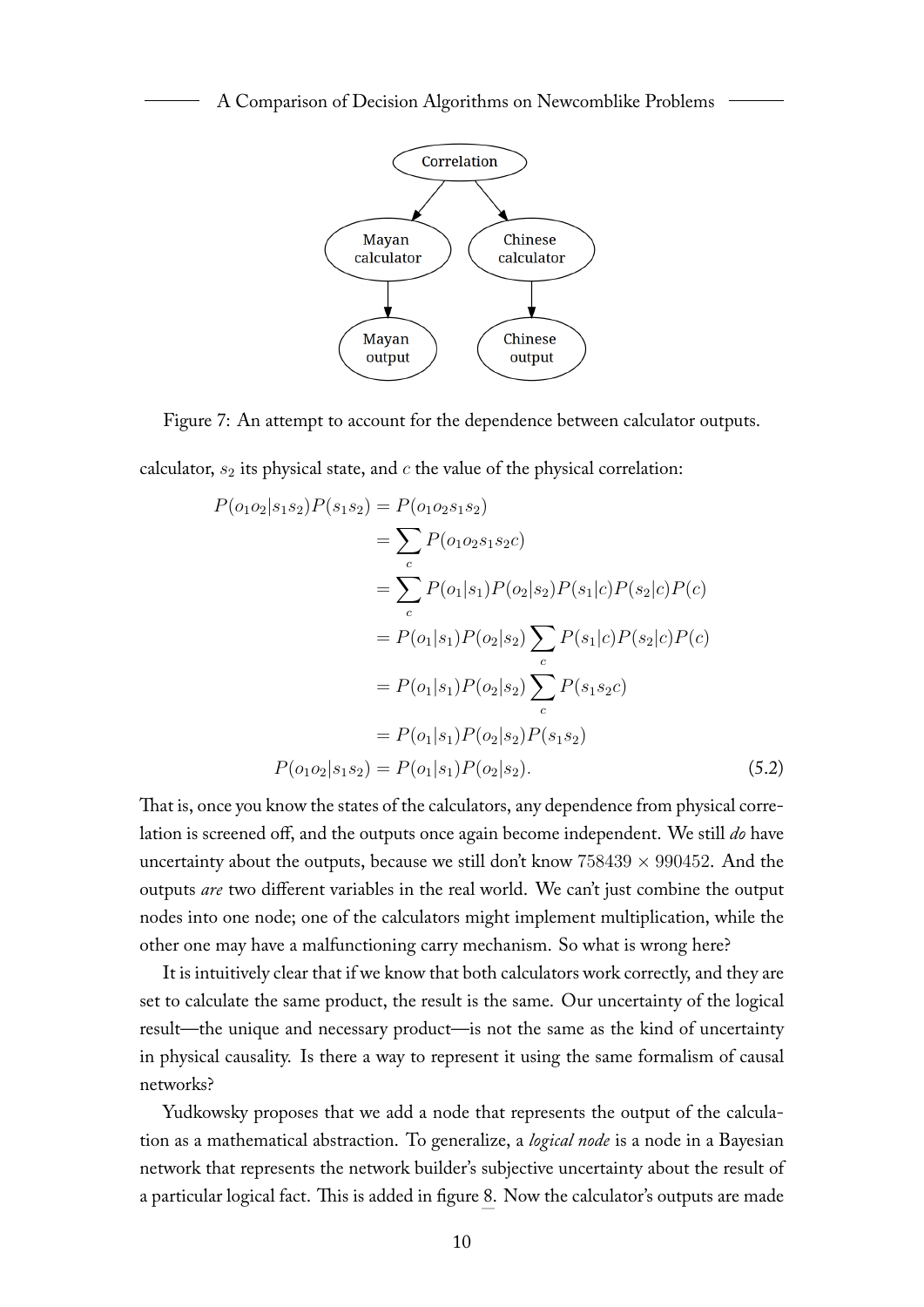Figure 7: An attempt to account for the dependence between calculator outputs.

calculator, $s_2$ its physical state, and $c$ the value of the physical correlation:

$$
\begin{aligned}
P(o_1 o_2 | s_1 s_2) P(s_1 s_2) &= P(o_1 o_2 s_1 s_2) \\
&= \sum_c P(o_1 o_2 s_1 s_2 c) \\
&= \sum_c P(o_1 | s_1) P(o_2 | s_2) P(s_1 | c) P(s_2 | c) P(c) \\
&= P(o_1 | s_1) P(o_2 | s_2) \sum_c P(s_1 | c) P(s_2 | c) P(c) \\
&= P(o_1 | s_1) P(o_2 | s_2) \sum_c P(s_1 s_2 c) \\
&= P(o_1 | s_1) P(o_2 | s_2) P(s_1 s_2) \\
P(o_1 o_2 | s_1 s_2) &= P(o_1 | s_1) P(o_2 | s_2). \qquad (5.2)
\end{aligned}
$$

That is, once you know the states of the calculators, any dependence from physical correlation is screened off, and the outputs once again become independent. We still *do* have uncertainty about the outputs, because we still don't know $758439 \times 990452$. And the outputs *are* two different variables in the real world. We can't just combine the output nodes into one node; one of the calculators might implement multiplication, while the other one may have a malfunctioning carry mechanism. So what is wrong here?

It is intuitively clear that if we know that both calculators work correctly, and they are set to calculate the same product, the result is the same. Our uncertainty of the logical result—the unique and necessary product—is not the same as the kind of uncertainty in physical causality. Is there a way to represent it using the same formalism of causal networks?

Yudkowsky proposes that we add a node that represents the output of the calculation as a mathematical abstraction. To generalize, a *logical node* is a node in a Bayesian network that represents the network builder's subjective uncertainty about the result of a particular logical fact. This is added in figure 8. Now the calculator's outputs are made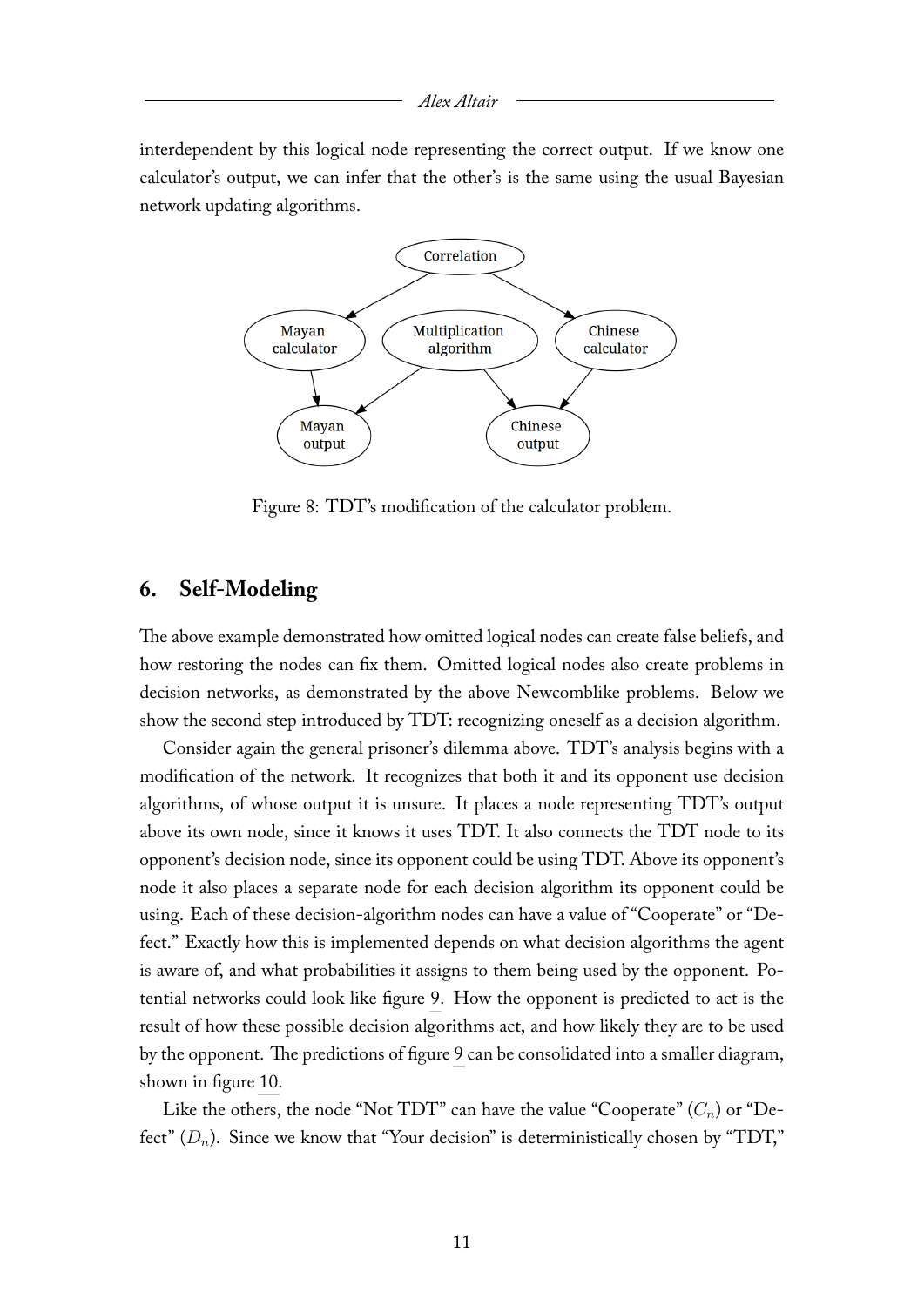interdependent by this logical node representing the correct output. If we know one calculator's output, we can infer that the other's is the same using the usual Bayesian network updating algorithms.

Figure 8: TDT's modification of the calculator problem.

## 6. Self-Modeling

The above example demonstrated how omitted logical nodes can create false beliefs, and how restoring the nodes can fix them. Omitted logical nodes also create problems in decision networks, as demonstrated by the above Newcomblike problems. Below we show the second step introduced by TDT: recognizing oneself as a decision algorithm.

Consider again the general prisoner's dilemma above. TDT's analysis begins with a modification of the network. It recognizes that both it and its opponent use decision algorithms, of whose output it is unsure. It places a node representing TDT's output above its own node, since it knows it uses TDT. It also connects the TDT node to its opponent's decision node, since its opponent could be using TDT. Above its opponent's node it also places a separate node for each decision algorithm its opponent could be using. Each of these decision-algorithm nodes can have a value of "Cooperate" or "Defect." Exactly how this is implemented depends on what decision algorithms the agent is aware of, and what probabilities it assigns to them being used by the opponent. Potential networks could look like figure 9. How the opponent is predicted to act is the result of how these possible decision algorithms act, and how likely they are to be used by the opponent. The predictions of figure 9 can be consolidated into a smaller diagram, shown in figure 10.

Like the others, the node "Not TDT" can have the value "Cooperate" ($C_n$) or "Defect" ($D_n$). Since we know that "Your decision" is deterministically chosen by "TDT,"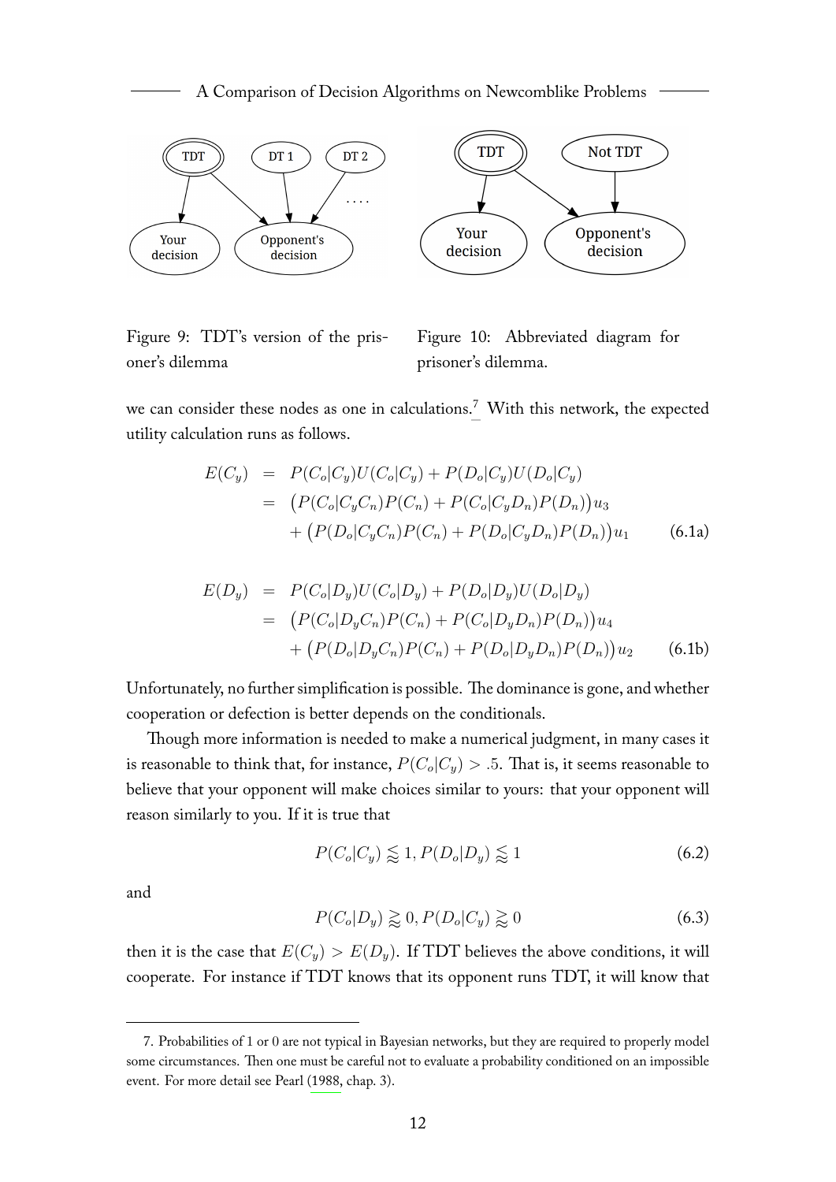Figure 9: TDT's version of the prisoner's dilemma

Figure 10: Abbreviated diagram for prisoner's dilemma.

we can consider these nodes as one in calculations.[7] With this network, the expected utility calculation runs as follows.

$$
\begin{aligned}
E(C_y) &= P(C_o|C_y)U(C_o|C_y) + P(D_o|C_y)U(D_o|C_y) \\
&= \big(P(C_o|C_yC_n)P(C_n) + P(C_o|C_yD_n)P(D_n)\big)u_3 \\
&\quad + \big(P(D_o|C_yC_n)P(C_n) + P(D_o|C_yD_n)P(D_n)\big)u_1 \qquad (6.1a)
\end{aligned}
$$

$$
\begin{aligned}
E(D_y) &= P(C_o|D_y)U(C_o|D_y) + P(D_o|D_y)U(D_o|D_y) \\
&= \big(P(C_o|D_yC_n)P(C_n) + P(C_o|D_yD_n)P(D_n)\big)u_4 \\
&\quad + \big(P(D_o|D_yC_n)P(C_n) + P(D_o|D_yD_n)P(D_n)\big)u_2 \qquad (6.1b)
\end{aligned}
$$

Unfortunately, no further simplification is possible. The dominance is gone, and whether cooperation or defection is better depends on the conditionals.

Though more information is needed to make a numerical judgment, in many cases it is reasonable to think that, for instance, $P(C_o|C_y) > .5$. That is, it seems reasonable to believe that your opponent will make choices similar to yours: that your opponent will reason similarly to you. If it is true that

$$P(C_o|C_y) \lessapprox 1, P(D_o|D_y) \lessapprox 1 \qquad (6.2)$$

and

$$P(C_o|D_y) \gtrapprox 0, P(D_o|C_y) \gtrapprox 0 \qquad (6.3)$$

then it is the case that $E(C_y) > E(D_y)$. If TDT believes the above conditions, it will cooperate. For instance if TDT knows that its opponent runs TDT, it will know that

7. Probabilities of 1 or 0 are not typical in Bayesian networks, but they are required to properly model some circumstances. Then one must be careful not to evaluate a probability conditioned on an impossible event. For more detail see Pearl (1988, chap. 3).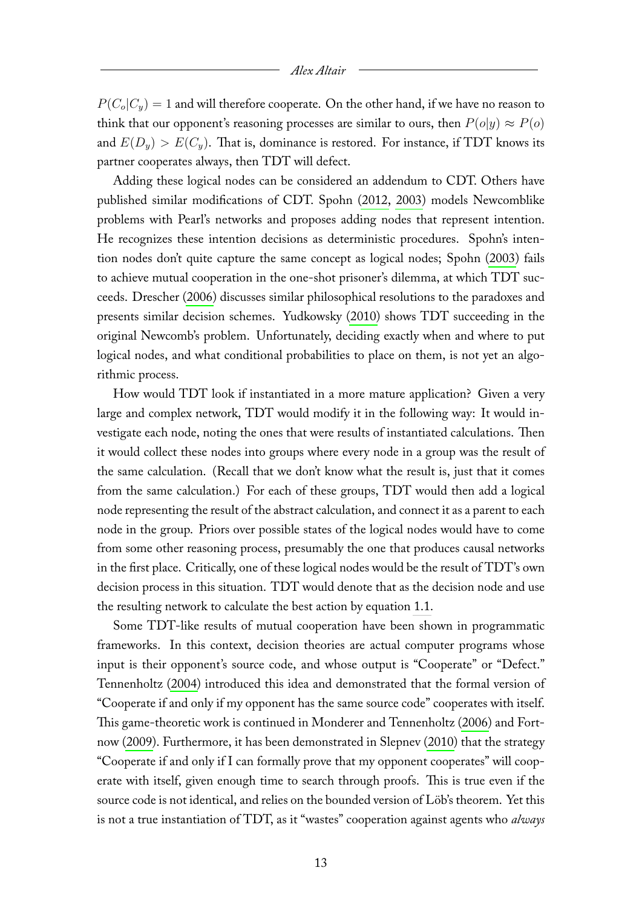$P(C_o|C_y) = 1$ and will therefore cooperate. On the other hand, if we have no reason to think that our opponent's reasoning processes are similar to ours, then $P(o|y) \approx P(o)$ and $E(D_y) > E(C_y)$. That is, dominance is restored. For instance, if TDT knows its partner cooperates always, then TDT will defect.

Adding these logical nodes can be considered an addendum to CDT. Others have published similar modifications of CDT. Spohn (2012, 2003) models Newcomblike problems with Pearl's networks and proposes adding nodes that represent intention. He recognizes these intention decisions as deterministic procedures. Spohn's intention nodes don't quite capture the same concept as logical nodes; Spohn (2003) fails to achieve mutual cooperation in the one-shot prisoner's dilemma, at which TDT succeeds. Drescher (2006) discusses similar philosophical resolutions to the paradoxes and presents similar decision schemes. Yudkowsky (2010) shows TDT succeeding in the original Newcomb's problem. Unfortunately, deciding exactly when and where to put logical nodes, and what conditional probabilities to place on them, is not yet an algorithmic process.

How would TDT look if instantiated in a more mature application? Given a very large and complex network, TDT would modify it in the following way: It would investigate each node, noting the ones that were results of instantiated calculations. Then it would collect these nodes into groups where every node in a group was the result of the same calculation. (Recall that we don't know what the result is, just that it comes from the same calculation.) For each of these groups, TDT would then add a logical node representing the result of the abstract calculation, and connect it as a parent to each node in the group. Priors over possible states of the logical nodes would have to come from some other reasoning process, presumably the one that produces causal networks in the first place. Critically, one of these logical nodes would be the result of TDT's own decision process in this situation. TDT would denote that as the decision node and use the resulting network to calculate the best action by equation 1.1.

Some TDT-like results of mutual cooperation have been shown in programmatic frameworks. In this context, decision theories are actual computer programs whose input is their opponent's source code, and whose output is "Cooperate" or "Defect." Tennenholtz (2004) introduced this idea and demonstrated that the formal version of "Cooperate if and only if my opponent has the same source code" cooperates with itself. This game-theoretic work is continued in Monderer and Tennenholtz (2006) and Fortnow (2009). Furthermore, it has been demonstrated in Slepnev (2010) that the strategy "Cooperate if and only if I can formally prove that my opponent cooperates" will cooperate with itself, given enough time to search through proofs. This is true even if the source code is not identical, and relies on the bounded version of Löb's theorem. Yet this is not a true instantiation of TDT, as it "wastes" cooperation against agents who *always*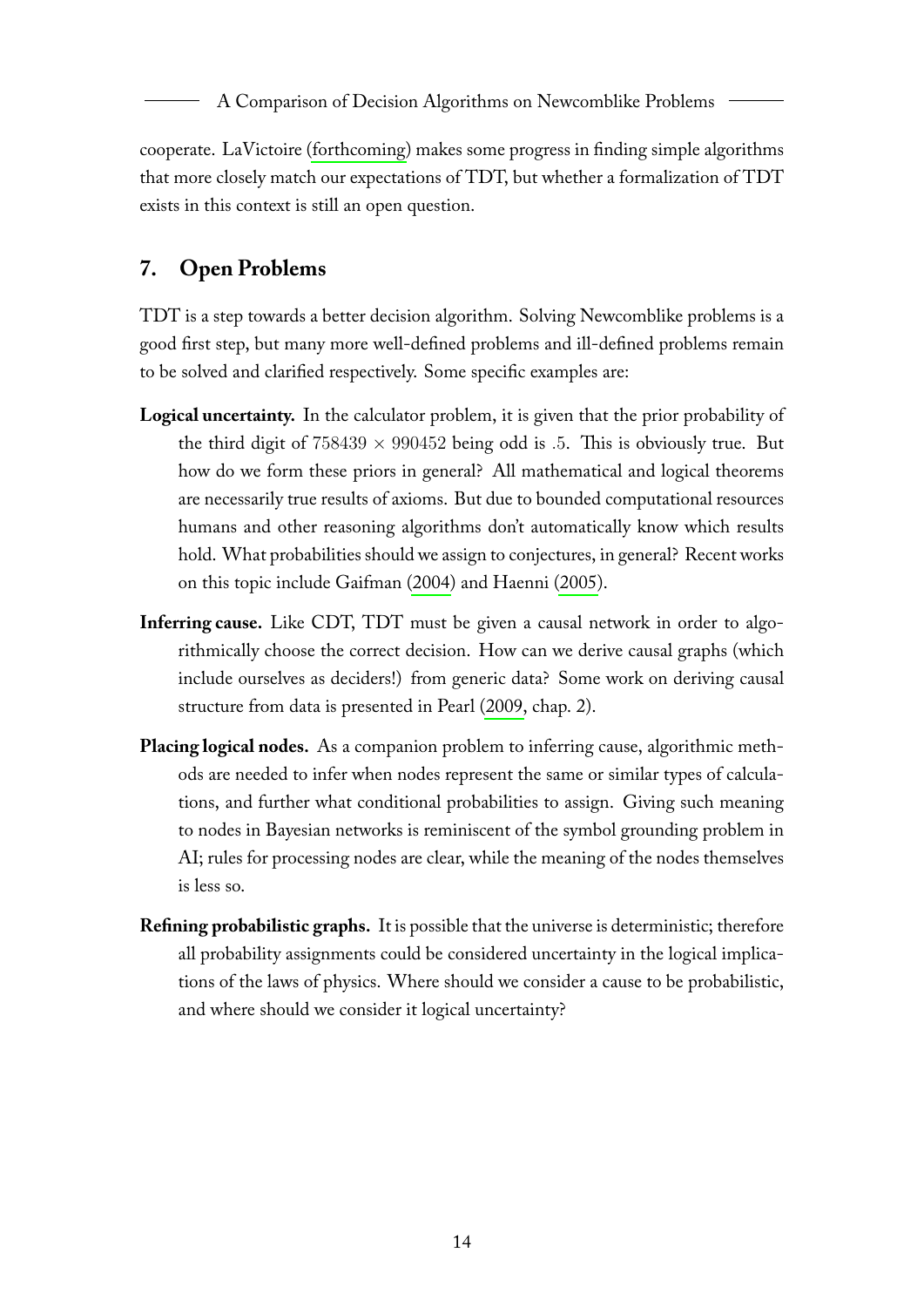cooperate. LaVictoire (forthcoming) makes some progress in finding simple algorithms that more closely match our expectations of TDT, but whether a formalization of TDT exists in this context is still an open question.

## 7. Open Problems

TDT is a step towards a better decision algorithm. Solving Newcomblike problems is a good first step, but many more well-defined problems and ill-defined problems remain to be solved and clarified respectively. Some specific examples are:

**Logical uncertainty.** In the calculator problem, it is given that the prior probability of the third digit of $758439 \times 990452$ being odd is $.5$. This is obviously true. But how do we form these priors in general? All mathematical and logical theorems are necessarily true results of axioms. But due to bounded computational resources humans and other reasoning algorithms don't automatically know which results hold. What probabilities should we assign to conjectures, in general? Recent works on this topic include Gaifman (2004) and Haenni (2005).

**Inferring cause.** Like CDT, TDT must be given a causal network in order to algorithmically choose the correct decision. How can we derive causal graphs (which include ourselves as deciders!) from generic data? Some work on deriving causal structure from data is presented in Pearl (2009, chap. 2).

**Placing logical nodes.** As a companion problem to inferring cause, algorithmic methods are needed to infer when nodes represent the same or similar types of calculations, and further what conditional probabilities to assign. Giving such meaning to nodes in Bayesian networks is reminiscent of the symbol grounding problem in AI; rules for processing nodes are clear, while the meaning of the nodes themselves is less so.

**Refining probabilistic graphs.** It is possible that the universe is deterministic; therefore all probability assignments could be considered uncertainty in the logical implications of the laws of physics. Where should we consider a cause to be probabilistic, and where should we consider it logical uncertainty?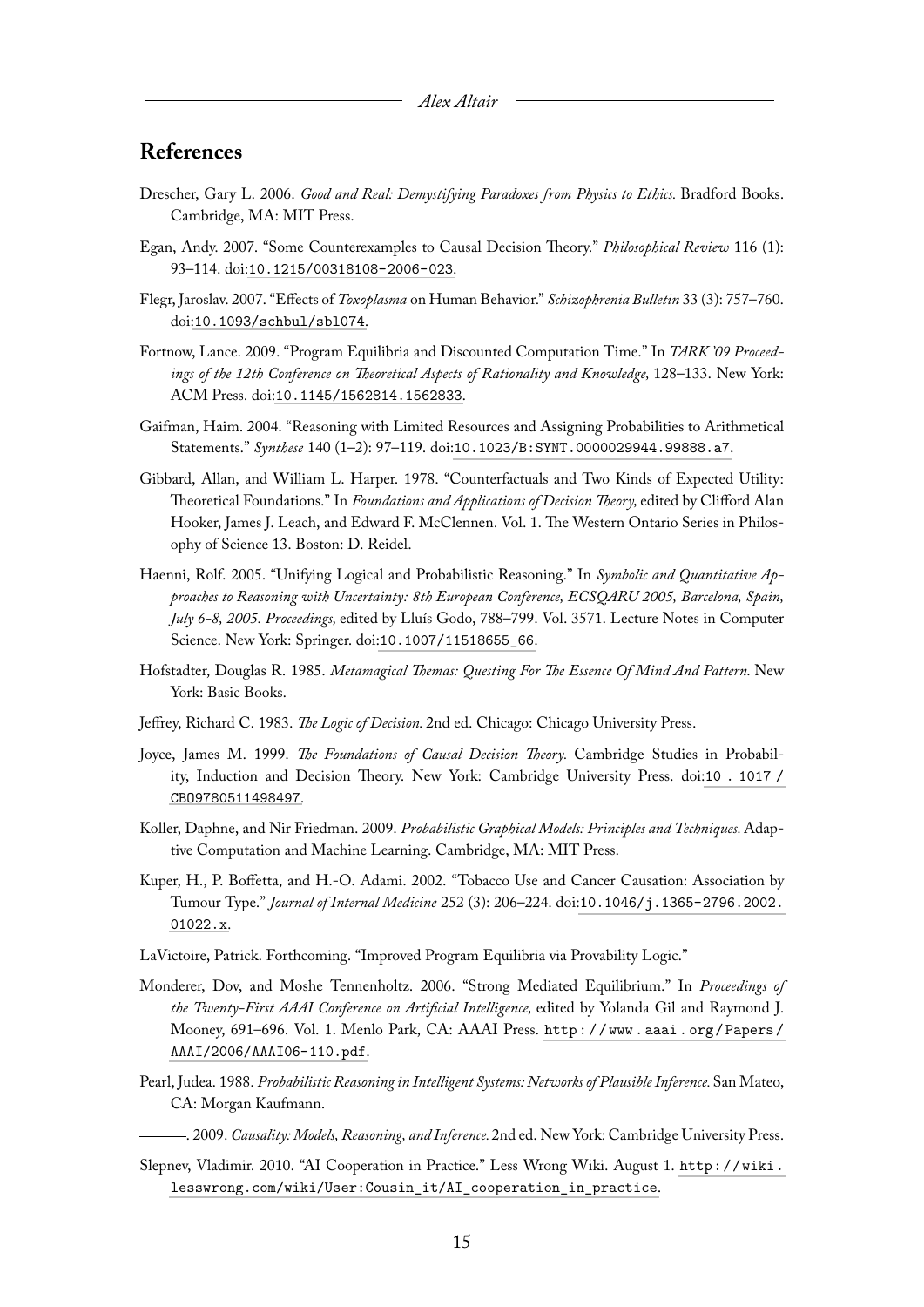## References

Drescher, Gary L. 2006. *Good and Real: Demystifying Paradoxes from Physics to Ethics.* Bradford Books. Cambridge, MA: MIT Press.

Egan, Andy. 2007. "Some Counterexamples to Causal Decision Theory." *Philosophical Review* 116 (1): 93–114. doi:10.1215/00318108-2006-023.

Flegr, Jaroslav. 2007. "Effects of *Toxoplasma* on Human Behavior." *Schizophrenia Bulletin* 33 (3): 757–760. doi:10.1093/schbul/sbl074.

Fortnow, Lance. 2009. "Program Equilibria and Discounted Computation Time." In *TARK '09 Proceedings of the 12th Conference on Theoretical Aspects of Rationality and Knowledge,* 128–133. New York: ACM Press. doi:10.1145/1562814.1562833.

Gaifman, Haim. 2004. "Reasoning with Limited Resources and Assigning Probabilities to Arithmetical Statements." *Synthese* 140 (1–2): 97–119. doi:10.1023/B:SYNT.0000029944.99888.a7.

Gibbard, Allan, and William L. Harper. 1978. "Counterfactuals and Two Kinds of Expected Utility: Theoretical Foundations." In *Foundations and Applications of Decision Theory,* edited by Clifford Alan Hooker, James J. Leach, and Edward F. McClennen. Vol. 1. The Western Ontario Series in Philosophy of Science 13. Boston: D. Reidel.

Haenni, Rolf. 2005. "Unifying Logical and Probabilistic Reasoning." In *Symbolic and Quantitative Approaches to Reasoning with Uncertainty: 8th European Conference, ECSQARU 2005, Barcelona, Spain, July 6-8, 2005. Proceedings,* edited by Lluís Godo, 788–799. Vol. 3571. Lecture Notes in Computer Science. New York: Springer. doi:10.1007/11518655_66.

Hofstadter, Douglas R. 1985. *Metamagical Themas: Questing For The Essence Of Mind And Pattern.* New York: Basic Books.

Jeffrey, Richard C. 1983. *The Logic of Decision.* 2nd ed. Chicago: Chicago University Press.

Joyce, James M. 1999. *The Foundations of Causal Decision Theory.* Cambridge Studies in Probability, Induction and Decision Theory. New York: Cambridge University Press. doi:10.1017/CBO9780511498497.

Koller, Daphne, and Nir Friedman. 2009. *Probabilistic Graphical Models: Principles and Techniques.* Adaptive Computation and Machine Learning. Cambridge, MA: MIT Press.

Kuper, H., P. Boffetta, and H.-O. Adami. 2002. "Tobacco Use and Cancer Causation: Association by Tumour Type." *Journal of Internal Medicine* 252 (3): 206–224. doi:10.1046/j.1365-2796.2002.01022.x.

LaVictoire, Patrick. Forthcoming. "Improved Program Equilibria via Provability Logic."

Monderer, Dov, and Moshe Tennenholtz. 2006. "Strong Mediated Equilibrium." In *Proceedings of the Twenty-First AAAI Conference on Artificial Intelligence,* edited by Yolanda Gil and Raymond J. Mooney, 691–696. Vol. 1. Menlo Park, CA: AAAI Press. http://www.aaai.org/Papers/AAAI/2006/AAAI06-110.pdf.

Pearl, Judea. 1988. *Probabilistic Reasoning in Intelligent Systems: Networks of Plausible Inference.* San Mateo, CA: Morgan Kaufmann.

———. 2009. *Causality: Models, Reasoning, and Inference.* 2nd ed. New York: Cambridge University Press.

Slepnev, Vladimir. 2010. "AI Cooperation in Practice." Less Wrong Wiki. August 1. http://wiki.lesswrong.com/wiki/User:Cousin_it/AI_cooperation_in_practice.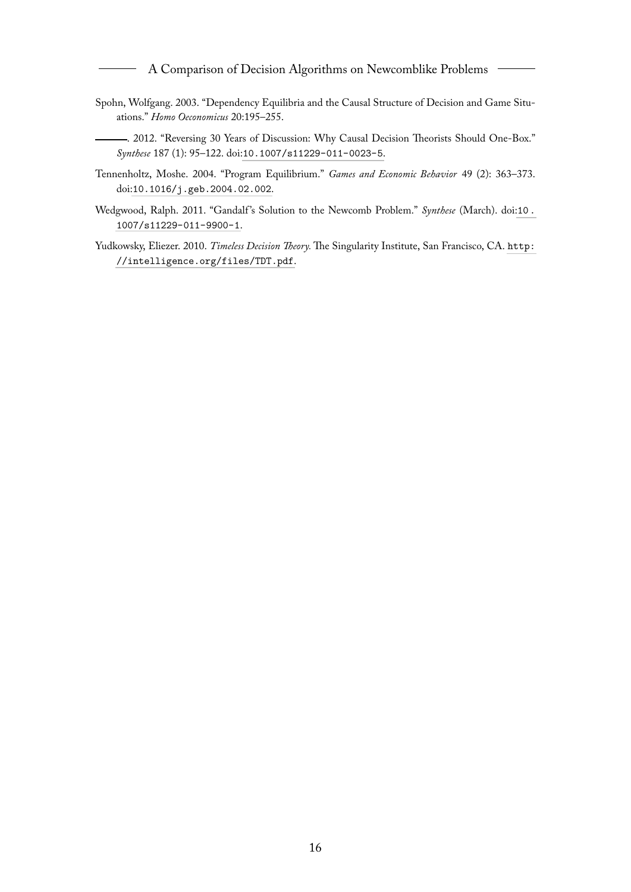Spohn, Wolfgang. 2003. "Dependency Equilibria and the Causal Structure of Decision and Game Situations." *Homo Oeconomicus* 20:195–255.

———. 2012. "Reversing 30 Years of Discussion: Why Causal Decision Theorists Should One-Box." *Synthese* 187 (1): 95–122. doi:10.1007/s11229-011-0023-5.

Tennenholtz, Moshe. 2004. "Program Equilibrium." *Games and Economic Behavior* 49 (2): 363–373. doi:10.1016/j.geb.2004.02.002.

Wedgwood, Ralph. 2011. "Gandalf's Solution to the Newcomb Problem." *Synthese* (March). doi:10.1007/s11229-011-9900-1.

Yudkowsky, Eliezer. 2010. *Timeless Decision Theory*. The Singularity Institute, San Francisco, CA. http://intelligence.org/files/TDT.pdf.